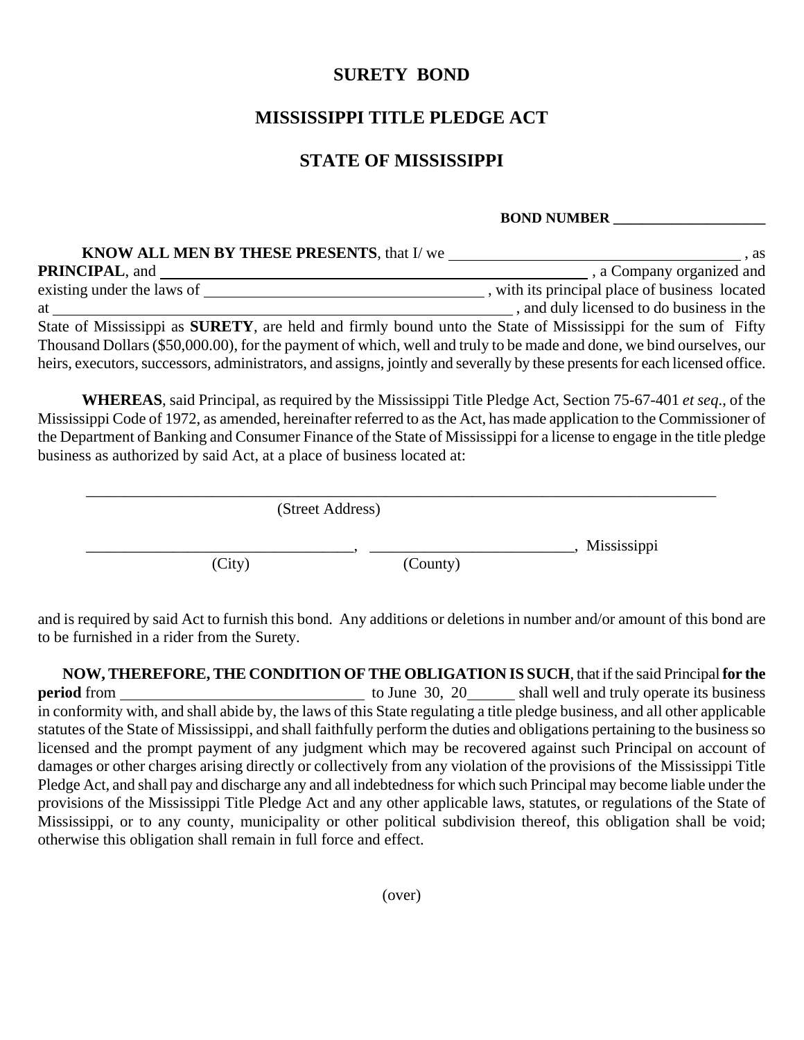# SURETY BOND

# MISSISSIPPI TITLE PLEDGE ACT

# STATE OF MISSISSIPPI

**BOND NUMBER \_\_\_\_\_\_\_\_\_\_\_\_\_\_\_\_\_\_\_\_\_\_**

**KNOW ALL MEN BY THESE PRESENTS**, that I/ we \_\_\_\_\_\_\_\_\_\_\_\_\_\_\_\_\_\_\_\_\_\_\_\_\_\_\_\_\_\_\_\_\_\_\_\_\_\_ , as **PRINCIPAL**, and \_\_\_\_\_\_\_\_\_\_\_\_\_\_\_\_\_\_\_\_\_\_\_\_\_\_\_\_\_\_\_\_\_\_\_\_\_\_\_\_\_\_\_\_\_\_\_\_\_\_\_ , a Company organized and existing under the laws of \_\_\_\_\_\_\_\_\_\_\_\_\_\_\_\_\_\_\_\_\_\_\_\_\_\_\_\_\_\_\_\_\_\_\_\_ , with its principal place of business located at \_\_\_\_\_\_\_\_\_\_\_\_\_\_\_\_\_\_\_\_\_\_\_\_\_\_\_\_\_\_\_\_\_\_\_\_\_\_\_\_\_\_\_\_\_\_\_\_\_\_\_\_\_\_\_\_ , and duly licensed to do business in the State of Mississippi as **SURETY**, are held and firmly bound unto the State of Mississippi for the sum of Fifty Thousand Dollars ($50,000.00), for the payment of which, well and truly to be made and done, we bind ourselves, our heirs, executors, successors, administrators, and assigns, jointly and severally by these presents for each licensed office.

**WHEREAS**, said Principal, as required by the Mississippi Title Pledge Act, Section 75-67-401 *et seq*., of the Mississippi Code of 1972, as amended, hereinafter referred to as the Act, has made application to the Commissioner of the Department of Banking and Consumer Finance of the State of Mississippi for a license to engage in the title pledge business as authorized by said Act, at a place of business located at:

\_\_\_\_\_\_\_\_\_\_\_\_\_\_\_\_\_\_\_\_\_\_\_\_\_\_\_\_\_\_\_\_\_\_\_\_\_\_\_\_\_\_\_\_\_\_\_\_\_\_\_\_\_\_\_\_\_\_\_\_\_\_\_\_\_\_\_\_\_\_\_\_\_\_\_\_
(Street Address)

\_\_\_\_\_\_\_\_\_\_\_\_\_\_\_\_\_\_\_\_\_\_\_\_\_\_\_\_\_\_\_\_\_\_, \_\_\_\_\_\_\_\_\_\_\_\_\_\_\_\_\_\_\_\_\_\_\_\_\_\_, Mississippi
(City) (County)

and is required by said Act to furnish this bond. Any additions or deletions in number and/or amount of this bond are to be furnished in a rider from the Surety.

**NOW, THEREFORE, THE CONDITION OF THE OBLIGATION IS SUCH**, that if the said Principal **for the period** from \_\_\_\_\_\_\_\_\_\_\_\_\_\_\_\_\_\_\_\_\_\_\_\_\_\_\_\_\_\_\_ to June 30, 20\_\_\_\_\_\_ shall well and truly operate its business in conformity with, and shall abide by, the laws of this State regulating a title pledge business, and all other applicable statutes of the State of Mississippi, and shall faithfully perform the duties and obligations pertaining to the business so licensed and the prompt payment of any judgment which may be recovered against such Principal on account of damages or other charges arising directly or collectively from any violation of the provisions of the Mississippi Title Pledge Act, and shall pay and discharge any and all indebtedness for which such Principal may become liable under the provisions of the Mississippi Title Pledge Act and any other applicable laws, statutes, or regulations of the State of Mississippi, or to any county, municipality or other political subdivision thereof, this obligation shall be void; otherwise this obligation shall remain in full force and effect.

(over)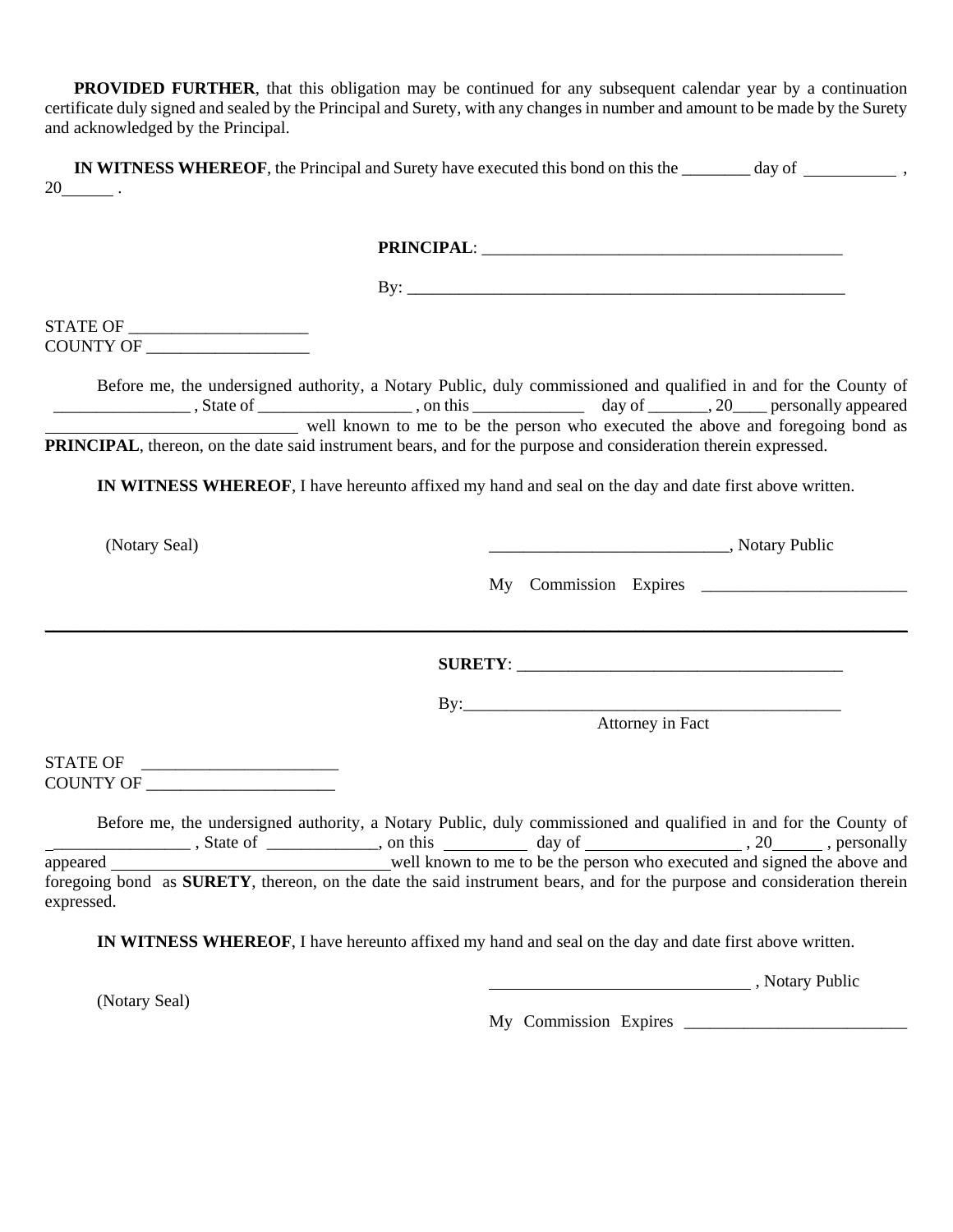**PROVIDED FURTHER**, that this obligation may be continued for any subsequent calendar year by a continuation certificate duly signed and sealed by the Principal and Surety, with any changes in number and amount to be made by the Surety and acknowledged by the Principal.

**IN WITNESS WHEREOF**, the Principal and Surety have executed this bond on this the ________ day of ___________ , 20______ .

**PRINCIPAL**: ___________________________________________

By: _____________________________________________________

STATE OF _____________________
COUNTY OF ___________________

Before me, the undersigned authority, a Notary Public, duly commissioned and qualified in and for the County of ________________ , State of __________________ , on this _____________ day of _______, 20____ personally appeared ______________________________ well known to me to be the person who executed the above and foregoing bond as **PRINCIPAL**, thereon, on the date said instrument bears, and for the purpose and consideration therein expressed.

**IN WITNESS WHEREOF**, I have hereunto affixed my hand and seal on the day and date first above written.

(Notary Seal) ____________________________, Notary Public

My Commission Expires ________________________

---

**SURETY**: _______________________________________

By:______________________________________________
Attorney in Fact

STATE OF _______________________
COUNTY OF ______________________

Before me, the undersigned authority, a Notary Public, duly commissioned and qualified in and for the County of ________________ , State of _____________, on this __________ day of __________________ , 20______ , personally appeared ________________________________well known to me to be the person who executed and signed the above and foregoing bond as **SURETY**, thereon, on the date the said instrument bears, and for the purpose and consideration therein expressed.

**IN WITNESS WHEREOF**, I have hereunto affixed my hand and seal on the day and date first above written.

_______________________________ , Notary Public

(Notary Seal)

My Commission Expires __________________________